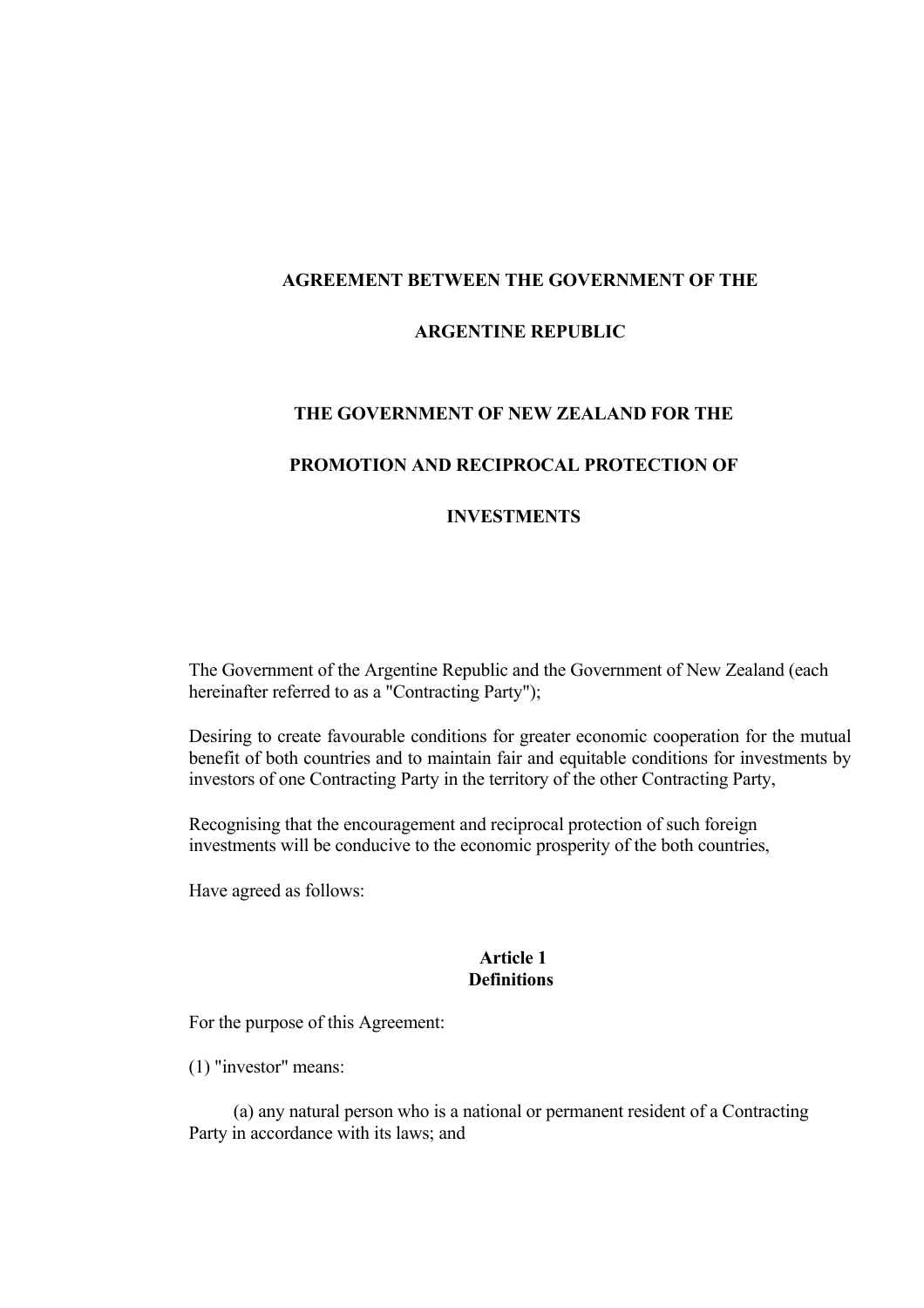# AGREEMENT BETWEEN THE GOVERNMENT OF THE ARGENTINE REPUBLIC

# THE GOVERNMENT OF NEW ZEALAND FOR THE PROMOTION AND RECIPROCAL PROTECTION OF INVESTMENTS

The Government of the Argentine Republic and the Government of New Zealand (each hereinafter referred to as a "Contracting Party");

Desiring to create favourable conditions for greater economic cooperation for the mutual benefit of both countries and to maintain fair and equitable conditions for investments by investors of one Contracting Party in the territory of the other Contracting Party,

Recognising that the encouragement and reciprocal protection of such foreign investments will be conducive to the economic prosperity of the both countries,

Have agreed as follows:

## Article 1
## Definitions

For the purpose of this Agreement:

(1) "investor" means:

(a) any natural person who is a national or permanent resident of a Contracting Party in accordance with its laws; and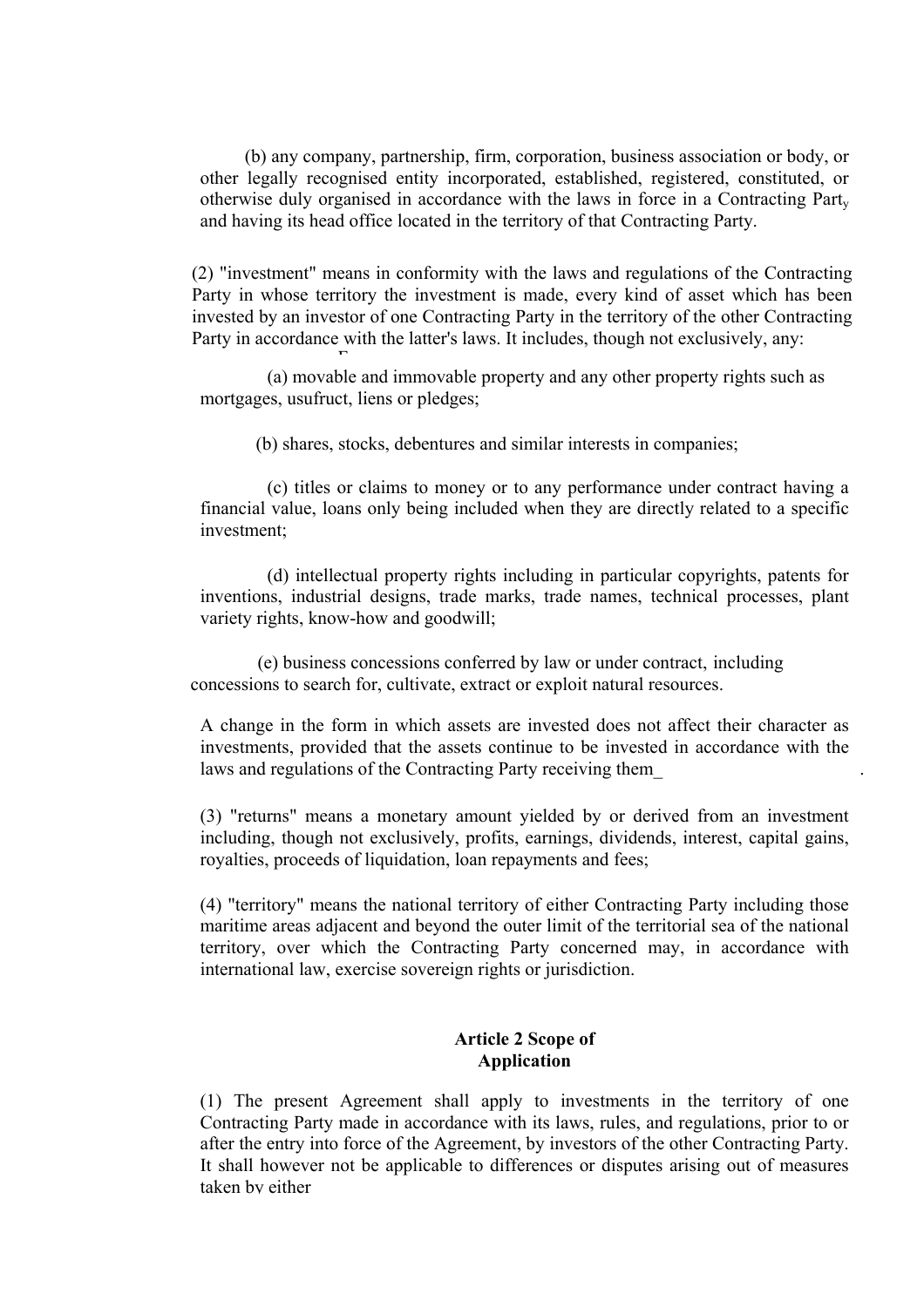(b) any company, partnership, firm, corporation, business association or body, or other legally recognised entity incorporated, established, registered, constituted, or otherwise duly organised in accordance with the laws in force in a Contracting Party and having its head office located in the territory of that Contracting Party.

(2) "investment" means in conformity with the laws and regulations of the Contracting Party in whose territory the investment is made, every kind of asset which has been invested by an investor of one Contracting Party in the territory of the other Contracting Party in accordance with the latter's laws. It includes, though not exclusively, any:

(a) movable and immovable property and any other property rights such as mortgages, usufruct, liens or pledges;

(b) shares, stocks, debentures and similar interests in companies;

(c) titles or claims to money or to any performance under contract having a financial value, loans only being included when they are directly related to a specific investment;

(d) intellectual property rights including in particular copyrights, patents for inventions, industrial designs, trade marks, trade names, technical processes, plant variety rights, know-how and goodwill;

(e) business concessions conferred by law or under contract, including concessions to search for, cultivate, extract or exploit natural resources.

A change in the form in which assets are invested does not affect their character as investments, provided that the assets continue to be invested in accordance with the laws and regulations of the Contracting Party receiving them.

(3) "returns" means a monetary amount yielded by or derived from an investment including, though not exclusively, profits, earnings, dividends, interest, capital gains, royalties, proceeds of liquidation, loan repayments and fees;

(4) "territory" means the national territory of either Contracting Party including those maritime areas adjacent and beyond the outer limit of the territorial sea of the national territory, over which the Contracting Party concerned may, in accordance with international law, exercise sovereign rights or jurisdiction.

## Article 2 Scope of Application

(1) The present Agreement shall apply to investments in the territory of one Contracting Party made in accordance with its laws, rules, and regulations, prior to or after the entry into force of the Agreement, by investors of the other Contracting Party. It shall however not be applicable to differences or disputes arising out of measures taken by either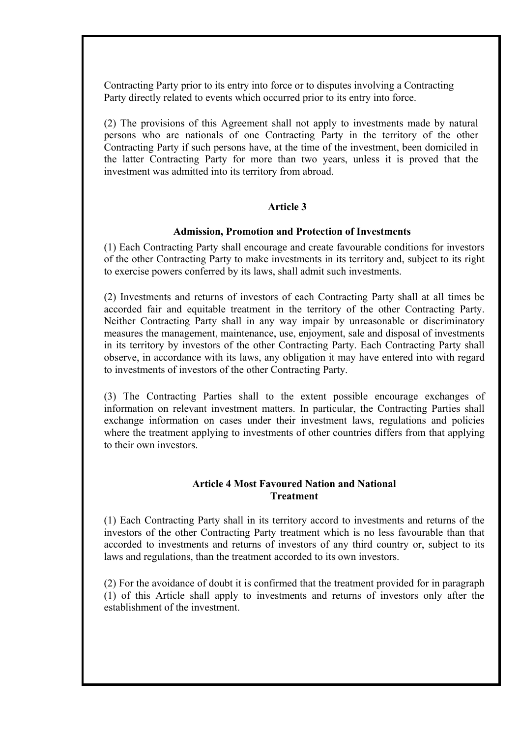Contracting Party prior to its entry into force or to disputes involving a Contracting Party directly related to events which occurred prior to its entry into force.

(2) The provisions of this Agreement shall not apply to investments made by natural persons who are nationals of one Contracting Party in the territory of the other Contracting Party if such persons have, at the time of the investment, been domiciled in the latter Contracting Party for more than two years, unless it is proved that the investment was admitted into its territory from abroad.

**Article 3**

**Admission, Promotion and Protection of Investments**

(1) Each Contracting Party shall encourage and create favourable conditions for investors of the other Contracting Party to make investments in its territory and, subject to its right to exercise powers conferred by its laws, shall admit such investments.

(2) Investments and returns of investors of each Contracting Party shall at all times be accorded fair and equitable treatment in the territory of the other Contracting Party. Neither Contracting Party shall in any way impair by unreasonable or discriminatory measures the management, maintenance, use, enjoyment, sale and disposal of investments in its territory by investors of the other Contracting Party. Each Contracting Party shall observe, in accordance with its laws, any obligation it may have entered into with regard to investments of investors of the other Contracting Party.

(3) The Contracting Parties shall to the extent possible encourage exchanges of information on relevant investment matters. In particular, the Contracting Parties shall exchange information on cases under their investment laws, regulations and policies where the treatment applying to investments of other countries differs from that applying to their own investors.

**Article 4 Most Favoured Nation and National Treatment**

(1) Each Contracting Party shall in its territory accord to investments and returns of the investors of the other Contracting Party treatment which is no less favourable than that accorded to investments and returns of investors of any third country or, subject to its laws and regulations, than the treatment accorded to its own investors.

(2) For the avoidance of doubt it is confirmed that the treatment provided for in paragraph (1) of this Article shall apply to investments and returns of investors only after the establishment of the investment.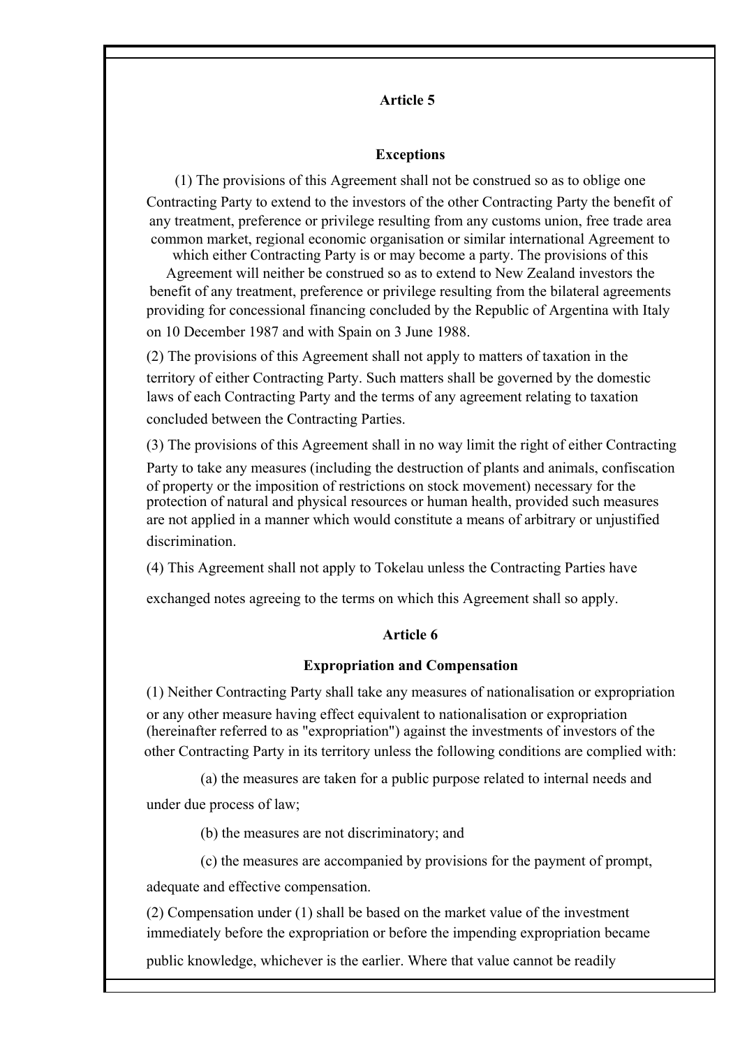## Article 5

### Exceptions

(1) The provisions of this Agreement shall not be construed so as to oblige one Contracting Party to extend to the investors of the other Contracting Party the benefit of any treatment, preference or privilege resulting from any customs union, free trade area common market, regional economic organisation or similar international Agreement to which either Contracting Party is or may become a party. The provisions of this Agreement will neither be construed so as to extend to New Zealand investors the benefit of any treatment, preference or privilege resulting from the bilateral agreements providing for concessional financing concluded by the Republic of Argentina with Italy on 10 December 1987 and with Spain on 3 June 1988.

(2) The provisions of this Agreement shall not apply to matters of taxation in the territory of either Contracting Party. Such matters shall be governed by the domestic laws of each Contracting Party and the terms of any agreement relating to taxation concluded between the Contracting Parties.

(3) The provisions of this Agreement shall in no way limit the right of either Contracting Party to take any measures (including the destruction of plants and animals, confiscation of property or the imposition of restrictions on stock movement) necessary for the protection of natural and physical resources or human health, provided such measures are not applied in a manner which would constitute a means of arbitrary or unjustified discrimination.

(4) This Agreement shall not apply to Tokelau unless the Contracting Parties have exchanged notes agreeing to the terms on which this Agreement shall so apply.

## Article 6

### Expropriation and Compensation

(1) Neither Contracting Party shall take any measures of nationalisation or expropriation or any other measure having effect equivalent to nationalisation or expropriation (hereinafter referred to as "expropriation") against the investments of investors of the other Contracting Party in its territory unless the following conditions are complied with:

(a) the measures are taken for a public purpose related to internal needs and under due process of law;

(b) the measures are not discriminatory; and

(c) the measures are accompanied by provisions for the payment of prompt, adequate and effective compensation.

(2) Compensation under (1) shall be based on the market value of the investment immediately before the expropriation or before the impending expropriation became public knowledge, whichever is the earlier. Where that value cannot be readily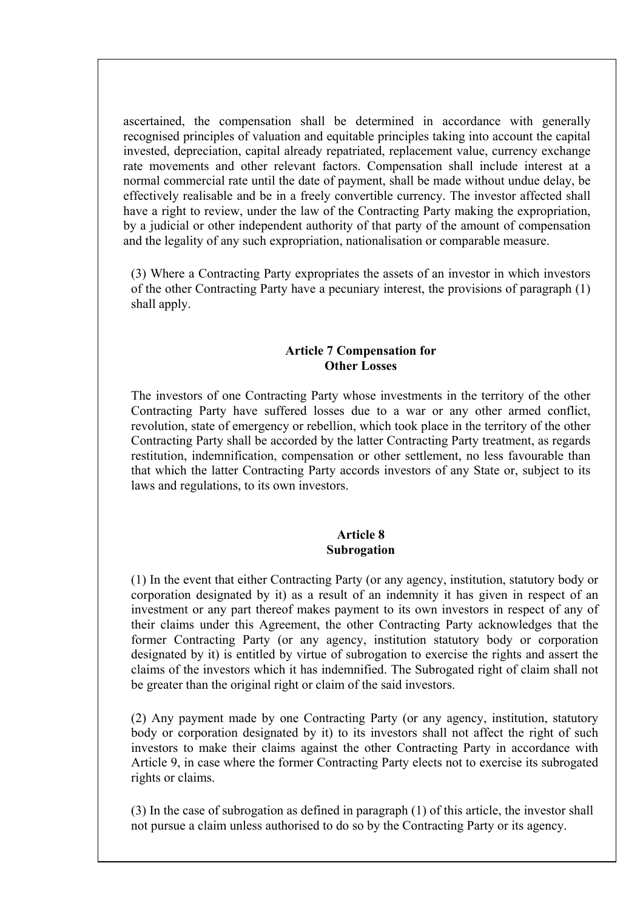ascertained, the compensation shall be determined in accordance with generally recognised principles of valuation and equitable principles taking into account the capital invested, depreciation, capital already repatriated, replacement value, currency exchange rate movements and other relevant factors. Compensation shall include interest at a normal commercial rate until the date of payment, shall be made without undue delay, be effectively realisable and be in a freely convertible currency. The investor affected shall have a right to review, under the law of the Contracting Party making the expropriation, by a judicial or other independent authority of that party of the amount of compensation and the legality of any such expropriation, nationalisation or comparable measure.

(3) Where a Contracting Party expropriates the assets of an investor in which investors of the other Contracting Party have a pecuniary interest, the provisions of paragraph (1) shall apply.

### Article 7 Compensation for Other Losses

The investors of one Contracting Party whose investments in the territory of the other Contracting Party have suffered losses due to a war or any other armed conflict, revolution, state of emergency or rebellion, which took place in the territory of the other Contracting Party shall be accorded by the latter Contracting Party treatment, as regards restitution, indemnification, compensation or other settlement, no less favourable than that which the latter Contracting Party accords investors of any State or, subject to its laws and regulations, to its own investors.

### Article 8 Subrogation

(1) In the event that either Contracting Party (or any agency, institution, statutory body or corporation designated by it) as a result of an indemnity it has given in respect of an investment or any part thereof makes payment to its own investors in respect of any of their claims under this Agreement, the other Contracting Party acknowledges that the former Contracting Party (or any agency, institution statutory body or corporation designated by it) is entitled by virtue of subrogation to exercise the rights and assert the claims of the investors which it has indemnified. The Subrogated right of claim shall not be greater than the original right or claim of the said investors.

(2) Any payment made by one Contracting Party (or any agency, institution, statutory body or corporation designated by it) to its investors shall not affect the right of such investors to make their claims against the other Contracting Party in accordance with Article 9, in case where the former Contracting Party elects not to exercise its subrogated rights or claims.

(3) In the case of subrogation as defined in paragraph (1) of this article, the investor shall not pursue a claim unless authorised to do so by the Contracting Party or its agency.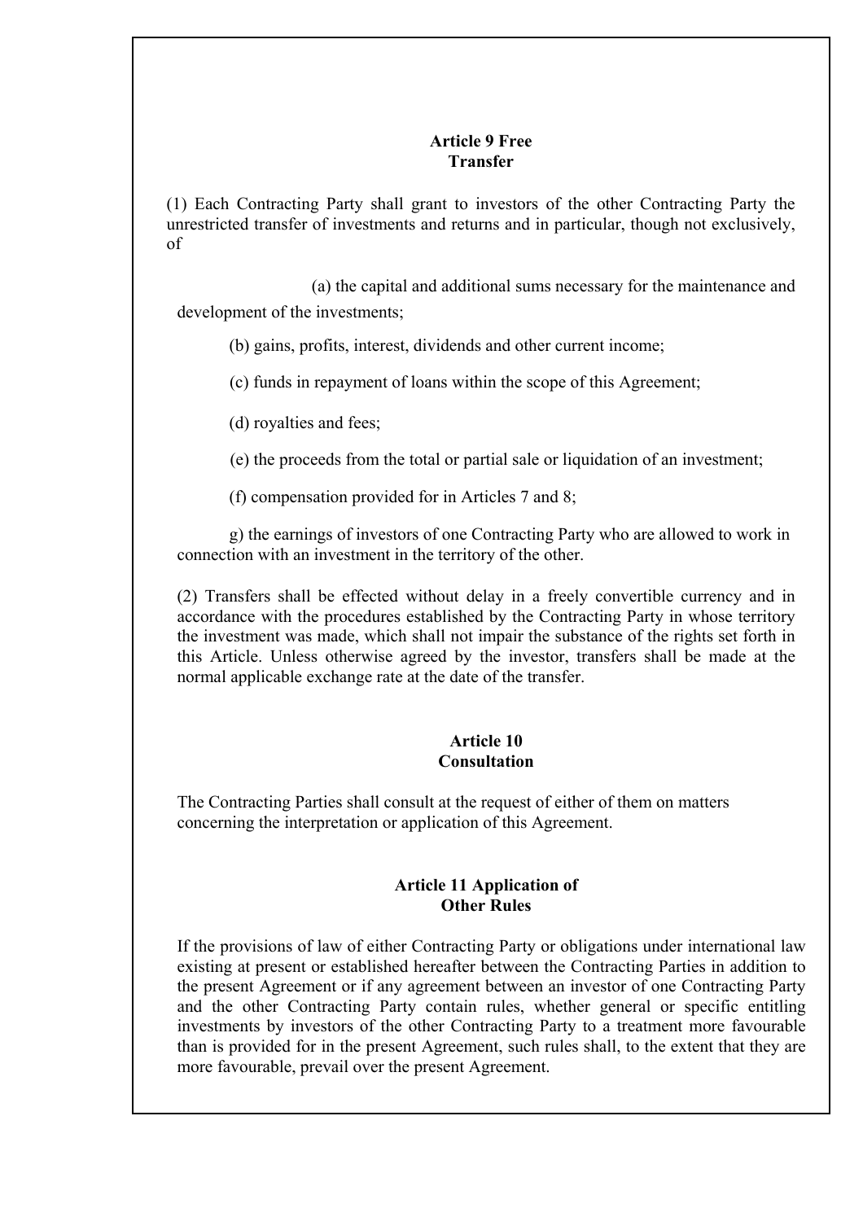## Article 9 Free Transfer

(1) Each Contracting Party shall grant to investors of the other Contracting Party the unrestricted transfer of investments and returns and in particular, though not exclusively, of

(a) the capital and additional sums necessary for the maintenance and development of the investments;

(b) gains, profits, interest, dividends and other current income;

(c) funds in repayment of loans within the scope of this Agreement;

(d) royalties and fees;

(e) the proceeds from the total or partial sale or liquidation of an investment;

(f) compensation provided for in Articles 7 and 8;

g) the earnings of investors of one Contracting Party who are allowed to work in connection with an investment in the territory of the other.

(2) Transfers shall be effected without delay in a freely convertible currency and in accordance with the procedures established by the Contracting Party in whose territory the investment was made, which shall not impair the substance of the rights set forth in this Article. Unless otherwise agreed by the investor, transfers shall be made at the normal applicable exchange rate at the date of the transfer.

## Article 10 Consultation

The Contracting Parties shall consult at the request of either of them on matters concerning the interpretation or application of this Agreement.

## Article 11 Application of Other Rules

If the provisions of law of either Contracting Party or obligations under international law existing at present or established hereafter between the Contracting Parties in addition to the present Agreement or if any agreement between an investor of one Contracting Party and the other Contracting Party contain rules, whether general or specific entitling investments by investors of the other Contracting Party to a treatment more favourable than is provided for in the present Agreement, such rules shall, to the extent that they are more favourable, prevail over the present Agreement.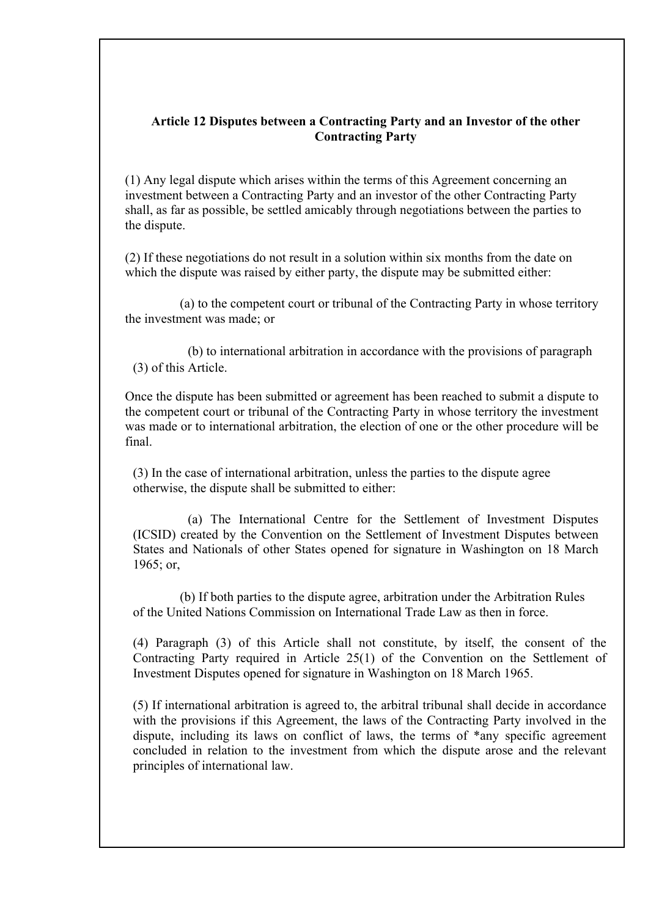### Article 12 Disputes between a Contracting Party and an Investor of the other Contracting Party

(1) Any legal dispute which arises within the terms of this Agreement concerning an investment between a Contracting Party and an investor of the other Contracting Party shall, as far as possible, be settled amicably through negotiations between the parties to the dispute.

(2) If these negotiations do not result in a solution within six months from the date on which the dispute was raised by either party, the dispute may be submitted either:

(a) to the competent court or tribunal of the Contracting Party in whose territory the investment was made; or

(b) to international arbitration in accordance with the provisions of paragraph (3) of this Article.

Once the dispute has been submitted or agreement has been reached to submit a dispute to the competent court or tribunal of the Contracting Party in whose territory the investment was made or to international arbitration, the election of one or the other procedure will be final.

(3) In the case of international arbitration, unless the parties to the dispute agree otherwise, the dispute shall be submitted to either:

(a) The International Centre for the Settlement of Investment Disputes (ICSID) created by the Convention on the Settlement of Investment Disputes between States and Nationals of other States opened for signature in Washington on 18 March 1965; or,

(b) If both parties to the dispute agree, arbitration under the Arbitration Rules of the United Nations Commission on International Trade Law as then in force.

(4) Paragraph (3) of this Article shall not constitute, by itself, the consent of the Contracting Party required in Article 25(1) of the Convention on the Settlement of Investment Disputes opened for signature in Washington on 18 March 1965.

(5) If international arbitration is agreed to, the arbitral tribunal shall decide in accordance with the provisions if this Agreement, the laws of the Contracting Party involved in the dispute, including its laws on conflict of laws, the terms of *any specific agreement concluded in relation to the investment from which the dispute arose and the relevant principles of international law.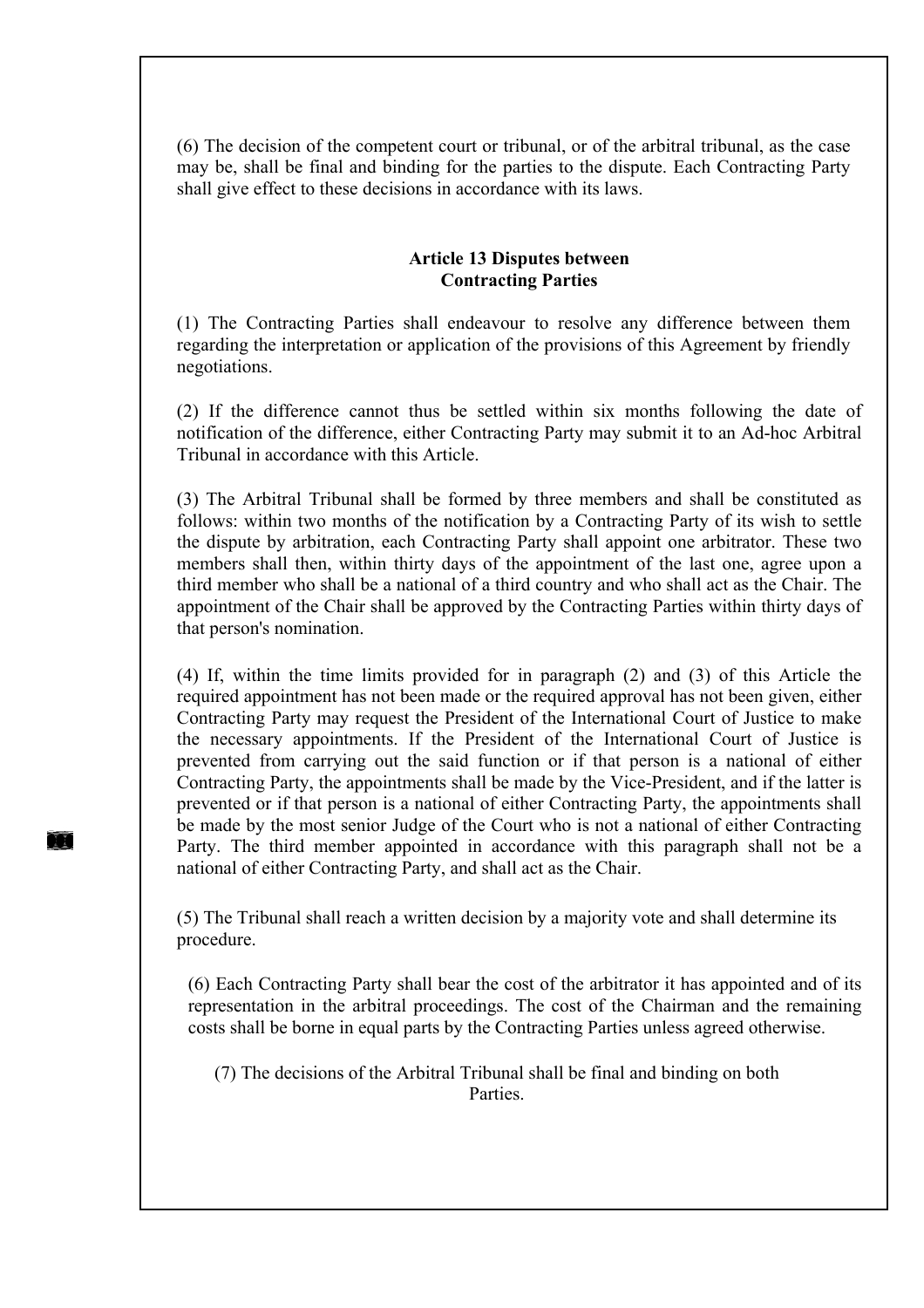(6) The decision of the competent court or tribunal, or of the arbitral tribunal, as the case may be, shall be final and binding for the parties to the dispute. Each Contracting Party shall give effect to these decisions in accordance with its laws.

## Article 13 Disputes between Contracting Parties

(1) The Contracting Parties shall endeavour to resolve any difference between them regarding the interpretation or application of the provisions of this Agreement by friendly negotiations.

(2) If the difference cannot thus be settled within six months following the date of notification of the difference, either Contracting Party may submit it to an Ad-hoc Arbitral Tribunal in accordance with this Article.

(3) The Arbitral Tribunal shall be formed by three members and shall be constituted as follows: within two months of the notification by a Contracting Party of its wish to settle the dispute by arbitration, each Contracting Party shall appoint one arbitrator. These two members shall then, within thirty days of the appointment of the last one, agree upon a third member who shall be a national of a third country and who shall act as the Chair. The appointment of the Chair shall be approved by the Contracting Parties within thirty days of that person's nomination.

(4) If, within the time limits provided for in paragraph (2) and (3) of this Article the required appointment has not been made or the required approval has not been given, either Contracting Party may request the President of the International Court of Justice to make the necessary appointments. If the President of the International Court of Justice is prevented from carrying out the said function or if that person is a national of either Contracting Party, the appointments shall be made by the Vice-President, and if the latter is prevented or if that person is a national of either Contracting Party, the appointments shall be made by the most senior Judge of the Court who is not a national of either Contracting Party. The third member appointed in accordance with this paragraph shall not be a national of either Contracting Party, and shall act as the Chair.

(5) The Tribunal shall reach a written decision by a majority vote and shall determine its procedure.

(6) Each Contracting Party shall bear the cost of the arbitrator it has appointed and of its representation in the arbitral proceedings. The cost of the Chairman and the remaining costs shall be borne in equal parts by the Contracting Parties unless agreed otherwise.

(7) The decisions of the Arbitral Tribunal shall be final and binding on both Parties.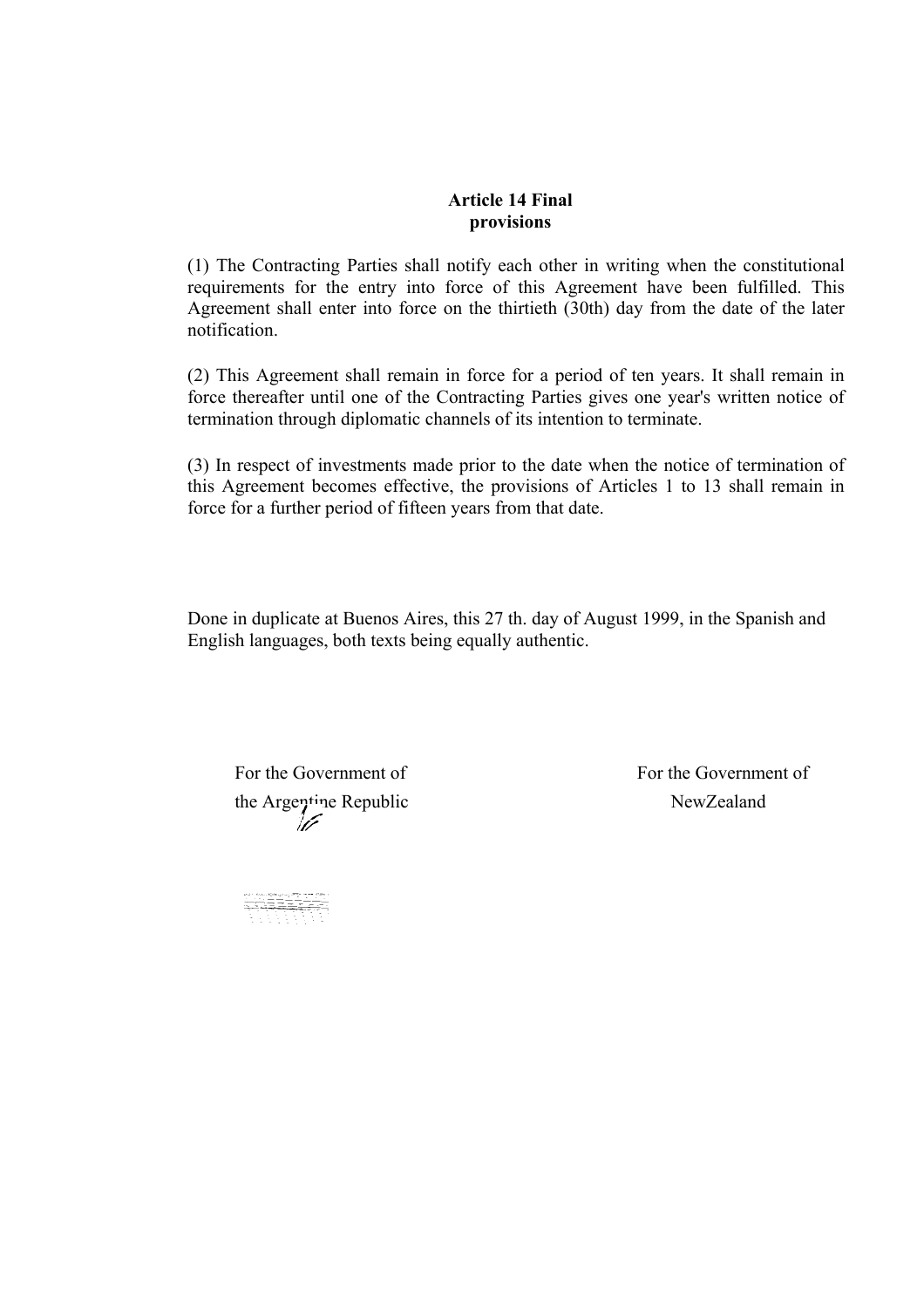**Article 14 Final provisions**

(1) The Contracting Parties shall notify each other in writing when the constitutional requirements for the entry into force of this Agreement have been fulfilled. This Agreement shall enter into force on the thirtieth (30th) day from the date of the later notification.

(2) This Agreement shall remain in force for a period of ten years. It shall remain in force thereafter until one of the Contracting Parties gives one year's written notice of termination through diplomatic channels of its intention to terminate.

(3) In respect of investments made prior to the date when the notice of termination of this Agreement becomes effective, the provisions of Articles 1 to 13 shall remain in force for a further period of fifteen years from that date.

Done in duplicate at Buenos Aires, this 27 th. day of August 1999, in the Spanish and English languages, both texts being equally authentic.

| | |
|---|---|
| For the Government of the Argentine Republic | For the Government of NewZealand |